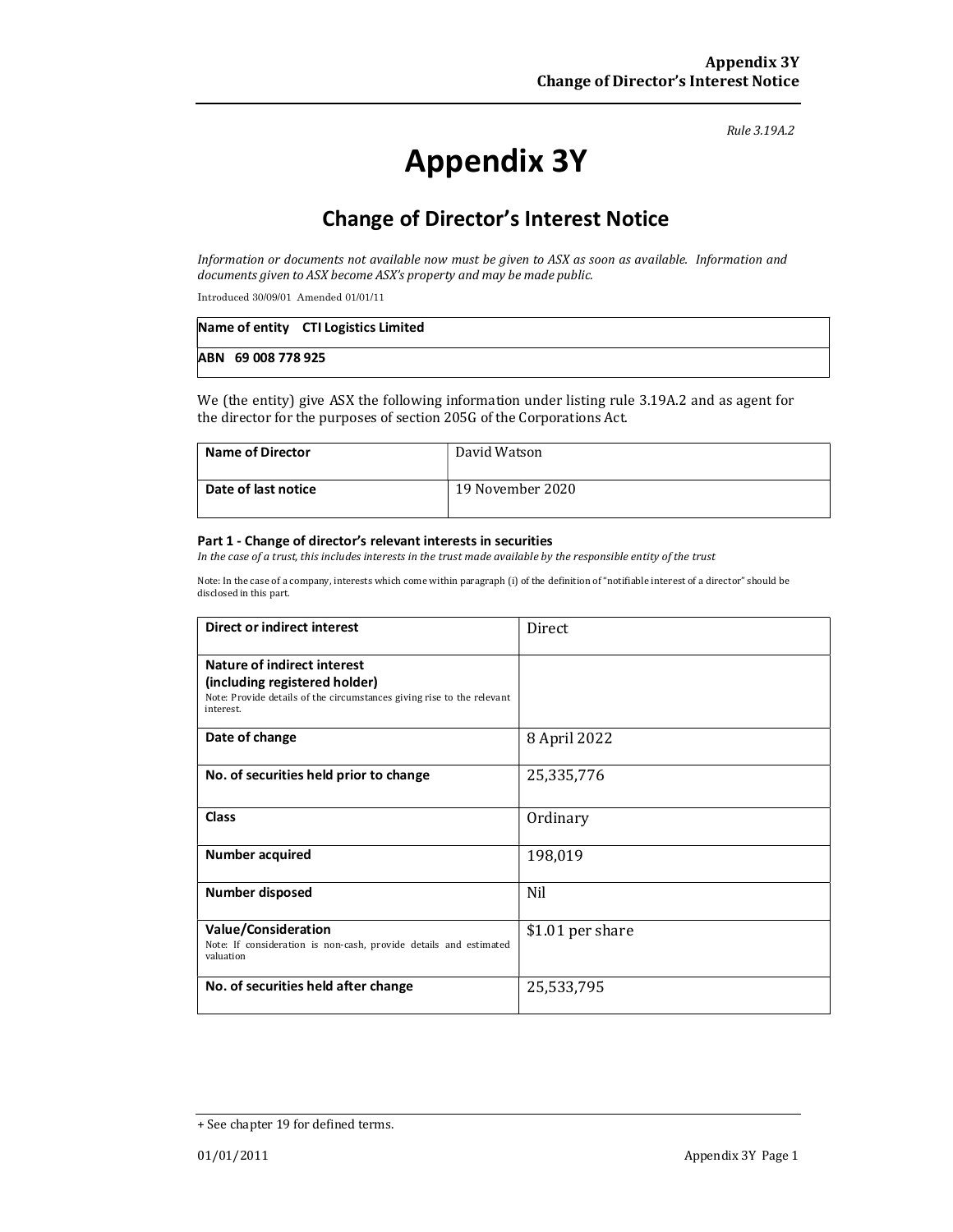*Rule 3.19A.2*

# Appendix 3Y

## Change of Director's Interest Notice

*Information or documents not available now must be given to ASX as soon as available. Information and documents given to ASX become ASX's property and may be made public.*

Introduced 30/09/01 Amended 01/01/11

| **Name of entity** CTI Logistics Limited |
|---|
| **ABN** 69 008 778 925 |

We (the entity) give ASX the following information under listing rule 3.19A.2 and as agent for the director for the purposes of section 205G of the Corporations Act.

| **Name of Director** | David Watson |
|---|---|
| **Date of last notice** | 19 November 2020 |

### Part 1 - Change of director's relevant interests in securities

*In the case of a trust, this includes interests in the trust made available by the responsible entity of the trust*

Note: In the case of a company, interests which come within paragraph (i) of the definition of "notifiable interest of a director" should be disclosed in this part.

| **Direct or indirect interest** | Direct |
|---|---|
| **Nature of indirect interest (including registered holder)**<br>Note: Provide details of the circumstances giving rise to the relevant interest. | |
| **Date of change** | 8 April 2022 |
| **No. of securities held prior to change** | 25,335,776 |
| **Class** | Ordinary |
| **Number acquired** | 198,019 |
| **Number disposed** | Nil |
| **Value/Consideration**<br>Note: If consideration is non-cash, provide details and estimated valuation | $1.01 per share |
| **No. of securities held after change** | 25,533,795 |

+ See chapter 19 for defined terms.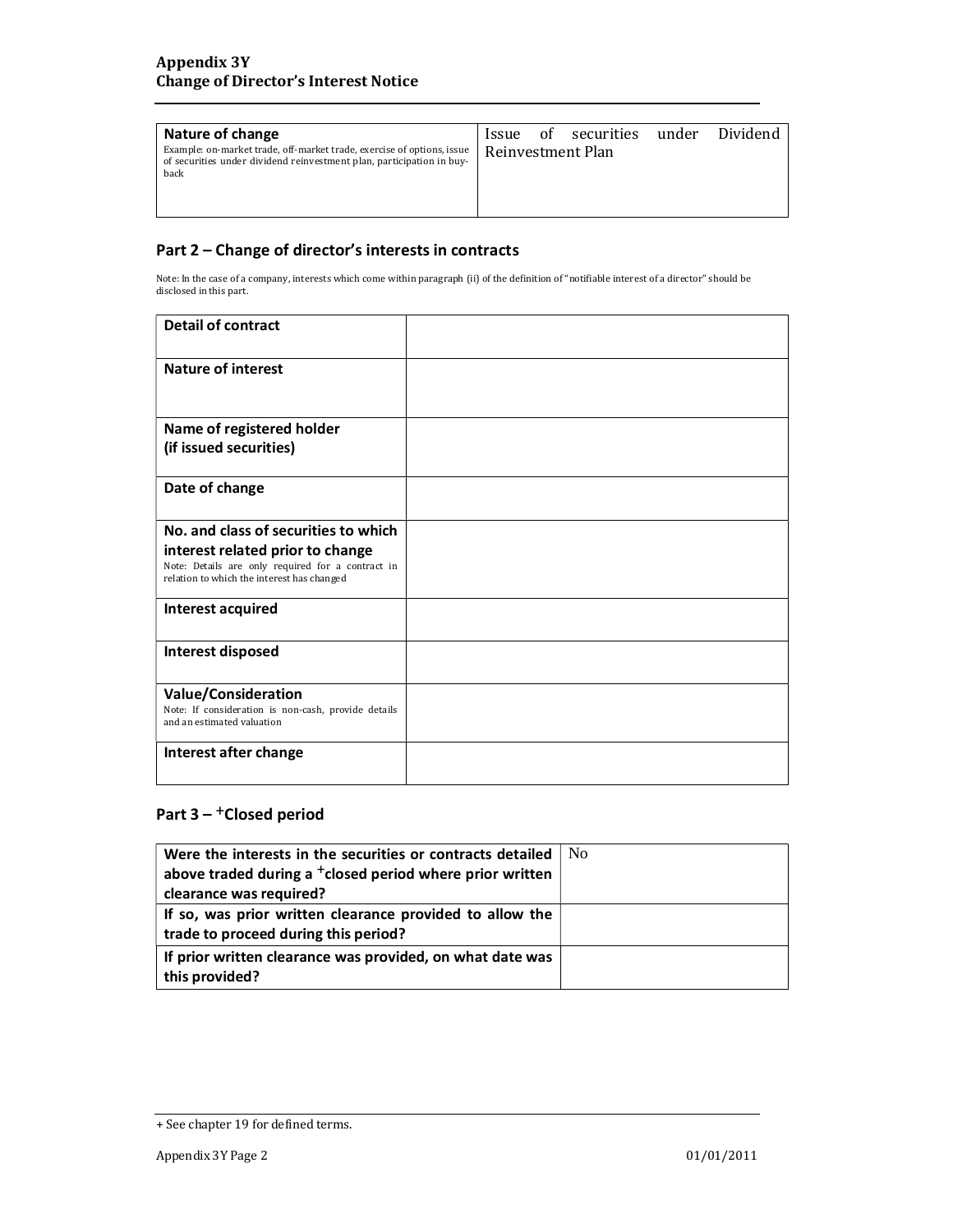| | |
|---|---|
| **Nature of change**<br>Example: on-market trade, off-market trade, exercise of options, issue of securities under dividend reinvestment plan, participation in buy-back | Issue of securities under Dividend Reinvestment Plan |

## Part 2 – Change of director's interests in contracts

Note: In the case of a company, interests which come within paragraph (ii) of the definition of "notifiable interest of a director" should be disclosed in this part.

| | |
|---|---|
| **Detail of contract** | |
| **Nature of interest** | |
| **Name of registered holder (if issued securities)** | |
| **Date of change** | |
| **No. and class of securities to which interest related prior to change**<br>Note: Details are only required for a contract in relation to which the interest has changed | |
| **Interest acquired** | |
| **Interest disposed** | |
| **Value/Consideration**<br>Note: If consideration is non-cash, provide details and an estimated valuation | |
| **Interest after change** | |

## Part 3 – +Closed period

| | |
|---|---|
| **Were the interests in the securities or contracts detailed above traded during a +closed period where prior written clearance was required?** | No |
| **If so, was prior written clearance provided to allow the trade to proceed during this period?** | |
| **If prior written clearance was provided, on what date was this provided?** | |

+ See chapter 19 for defined terms.